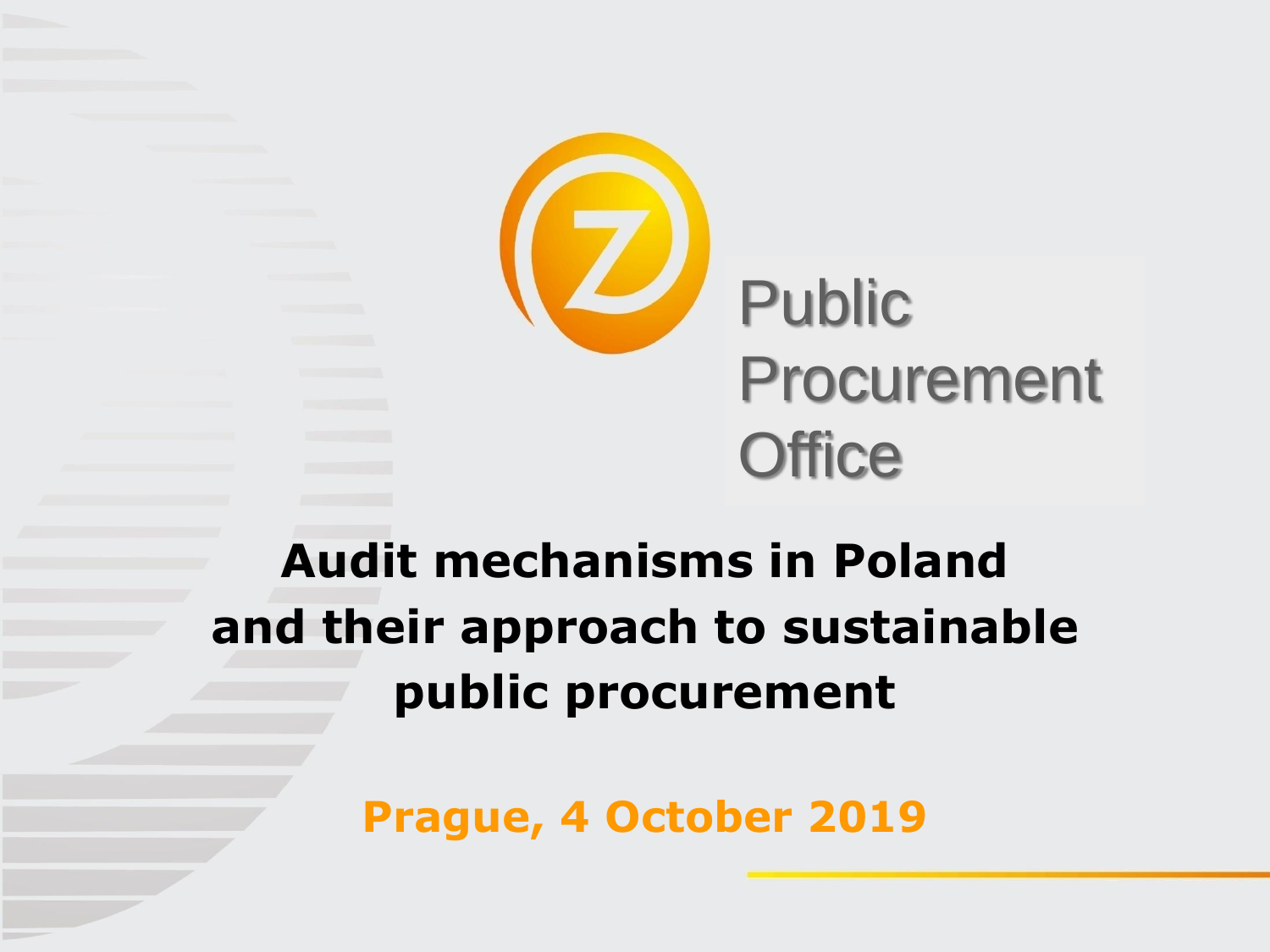Public Procurement Office

# Audit mechanisms in Poland and their approach to sustainable public procurement

**Prague, 4 October 2019**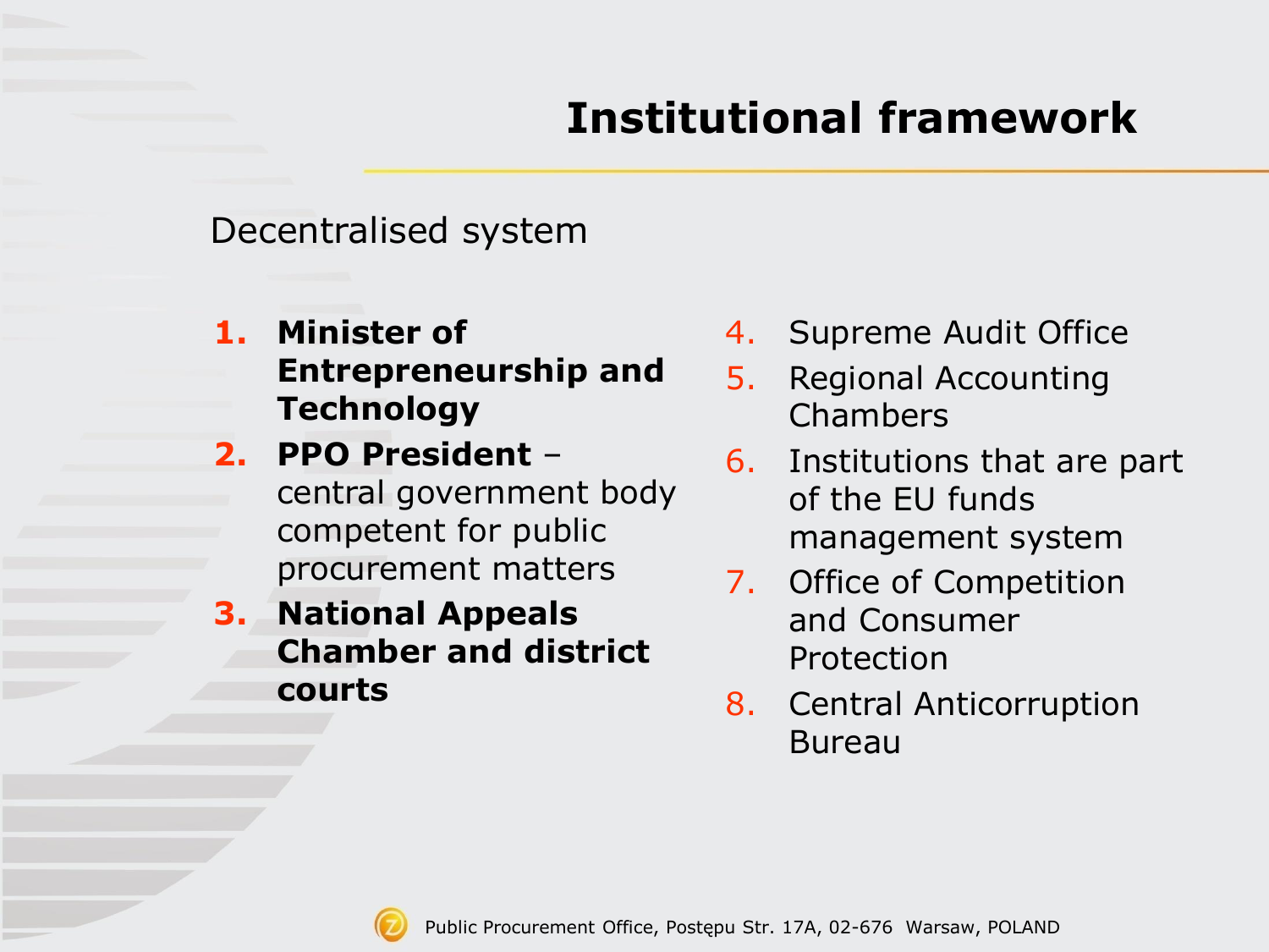# Institutional framework

Decentralised system

1. **Minister of Entrepreneurship and Technology**
2. **PPO President** – central government body competent for public procurement matters
3. **National Appeals Chamber and district courts**
4. Supreme Audit Office
5. Regional Accounting Chambers
6. Institutions that are part of the EU funds management system
7. Office of Competition and Consumer Protection
8. Central Anticorruption Bureau

Public Procurement Office, Postępu Str. 17A, 02-676 Warsaw, POLAND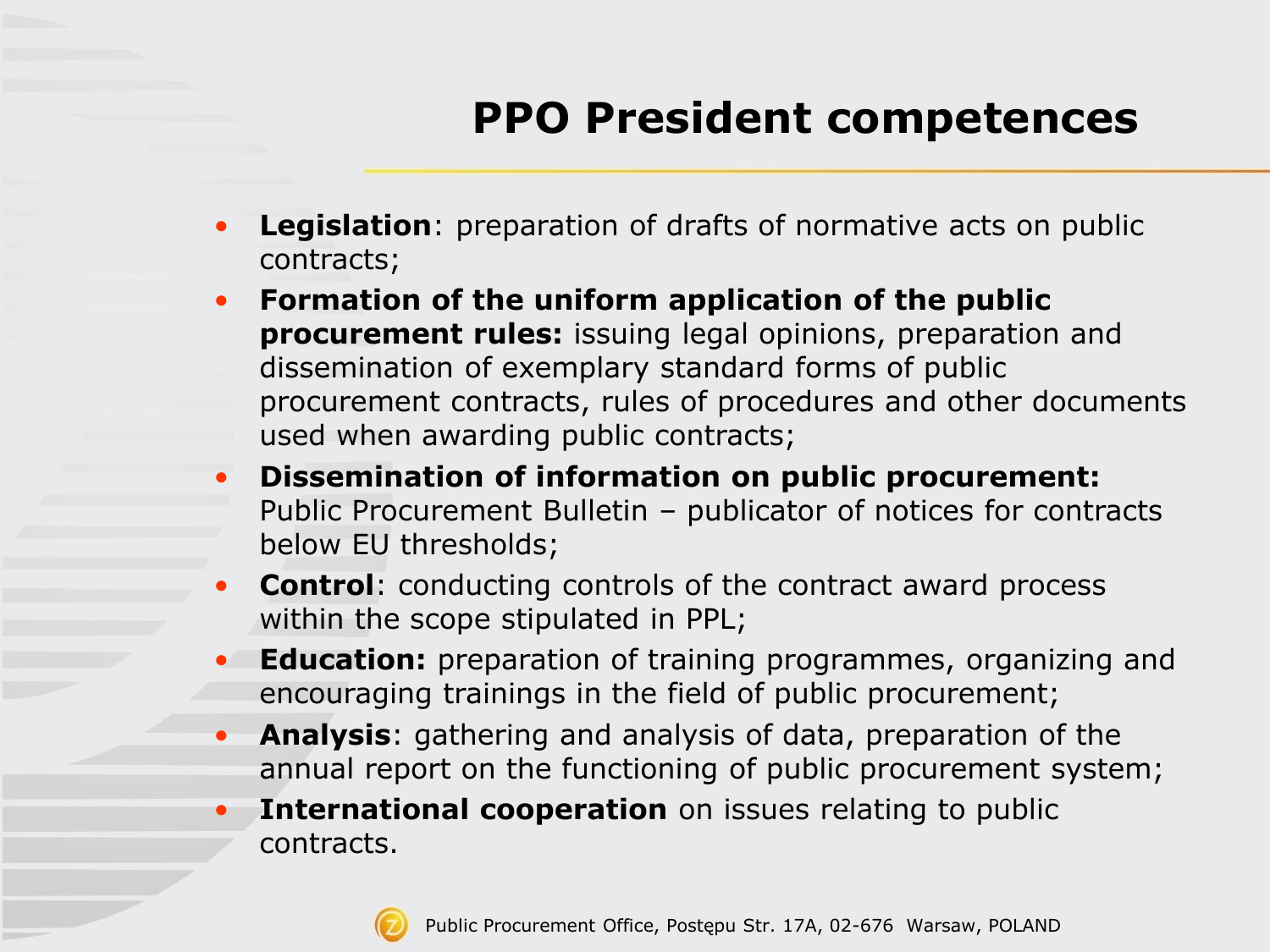# PPO President competences

- **Legislation**: preparation of drafts of normative acts on public contracts;
- **Formation of the uniform application of the public procurement rules:** issuing legal opinions, preparation and dissemination of exemplary standard forms of public procurement contracts, rules of procedures and other documents used when awarding public contracts;
- **Dissemination of information on public procurement:** Public Procurement Bulletin – publicator of notices for contracts below EU thresholds;
- **Control**: conducting controls of the contract award process within the scope stipulated in PPL;
- **Education:** preparation of training programmes, organizing and encouraging trainings in the field of public procurement;
- **Analysis**: gathering and analysis of data, preparation of the annual report on the functioning of public procurement system;
- **International cooperation** on issues relating to public contracts.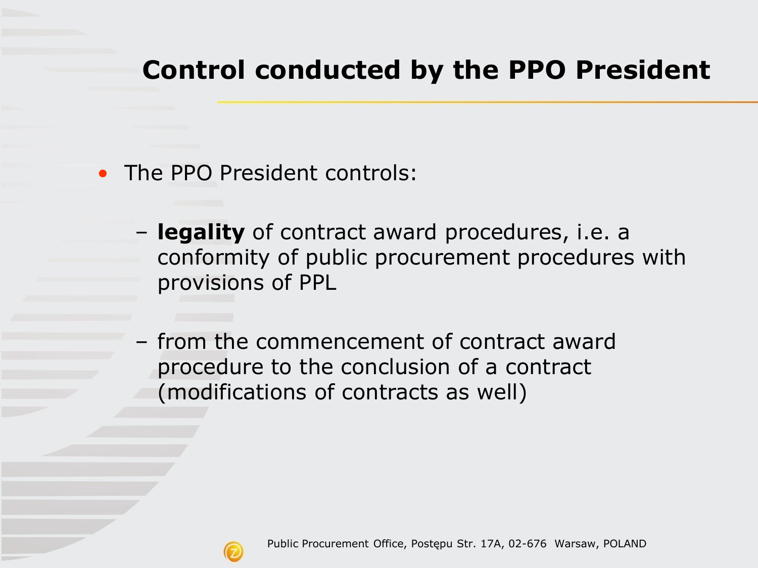# Control conducted by the PPO President

- The PPO President controls:
  - **legality** of contract award procedures, i.e. a conformity of public procurement procedures with provisions of PPL
  - from the commencement of contract award procedure to the conclusion of a contract (modifications of contracts as well)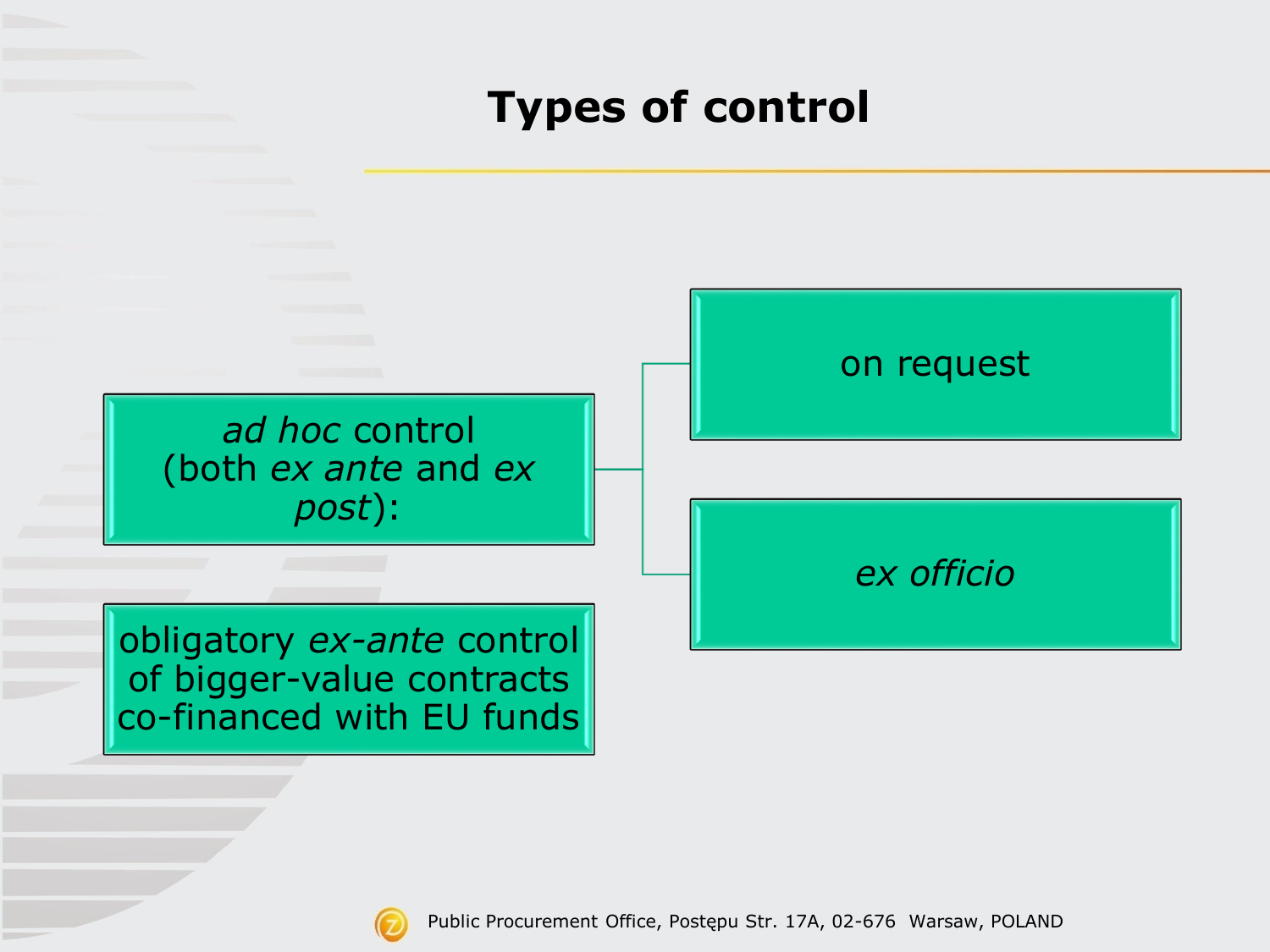# Types of control

- *ad hoc* control (both *ex ante* and *ex post*):
  - on request
  - *ex officio*
- obligatory *ex-ante* control of bigger-value contracts co-financed with EU funds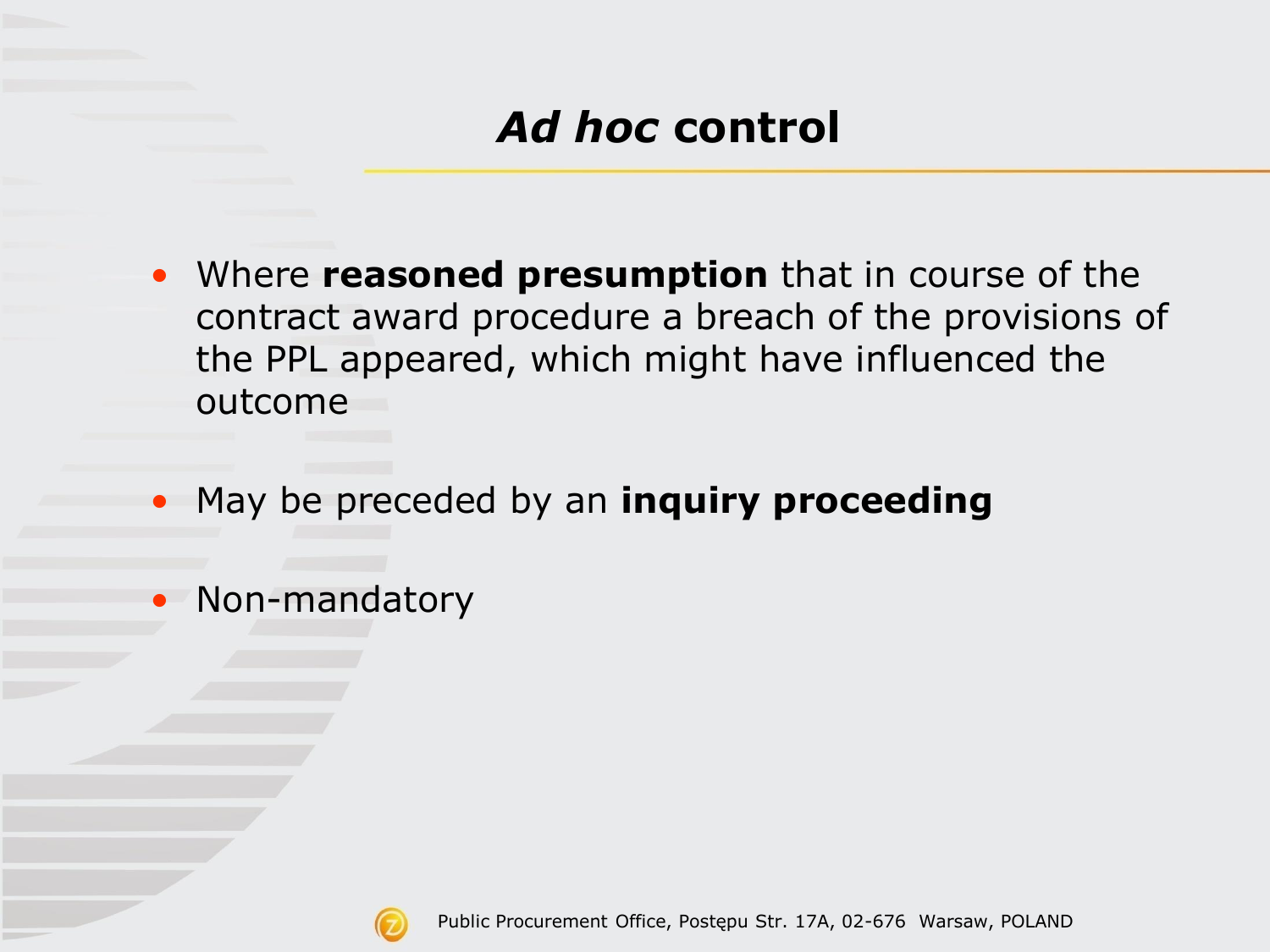# *Ad hoc* control

- Where **reasoned presumption** that in course of the contract award procedure a breach of the provisions of the PPL appeared, which might have influenced the outcome
- May be preceded by an **inquiry proceeding**
- Non-mandatory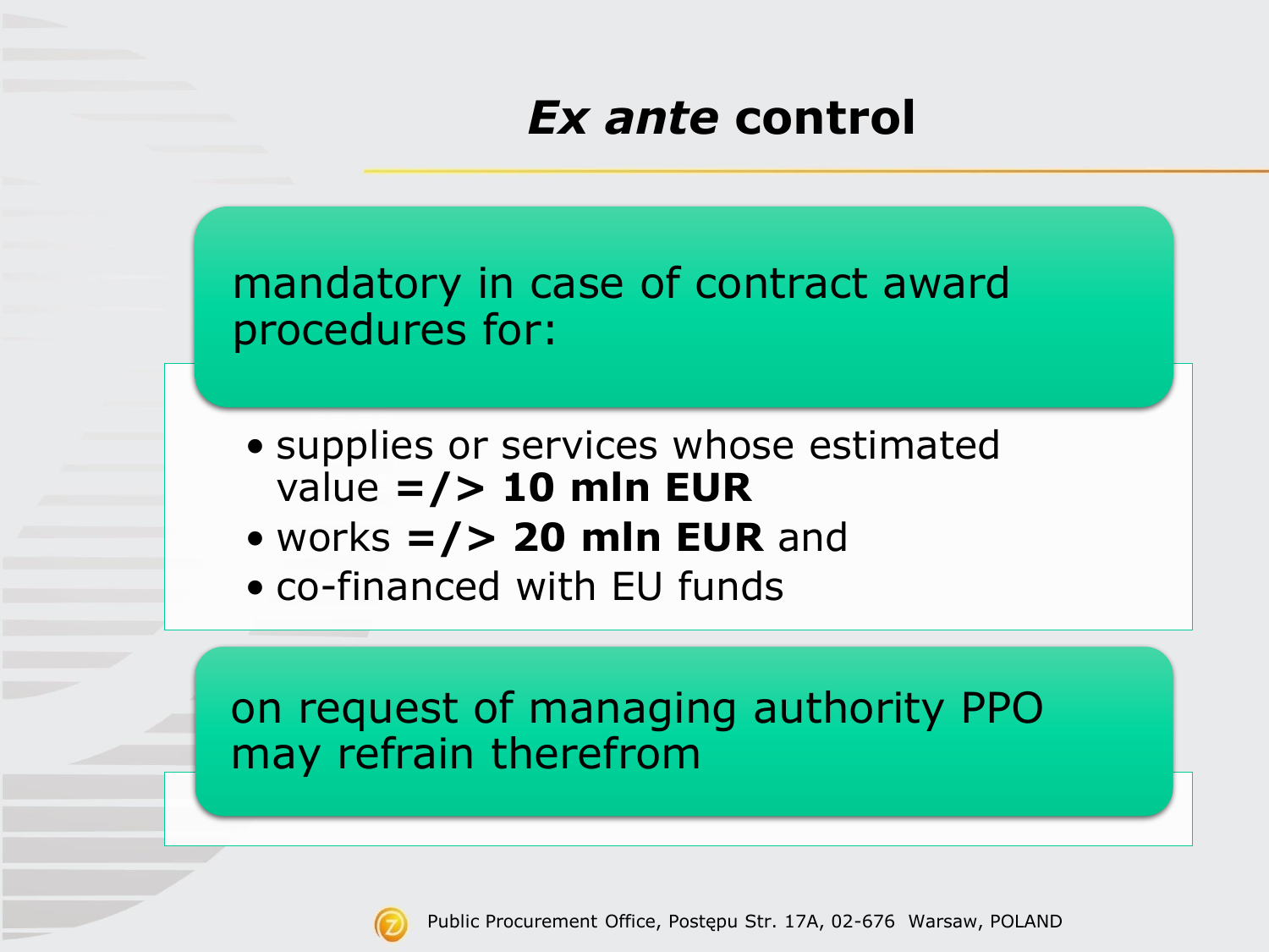# *Ex ante* control

mandatory in case of contract award procedures for:

- supplies or services whose estimated value **=/> 10 mln EUR**
- works **=/> 20 mln EUR** and
- co-financed with EU funds

on request of managing authority PPO may refrain therefrom

Public Procurement Office, Postępu Str. 17A, 02-676 Warsaw, POLAND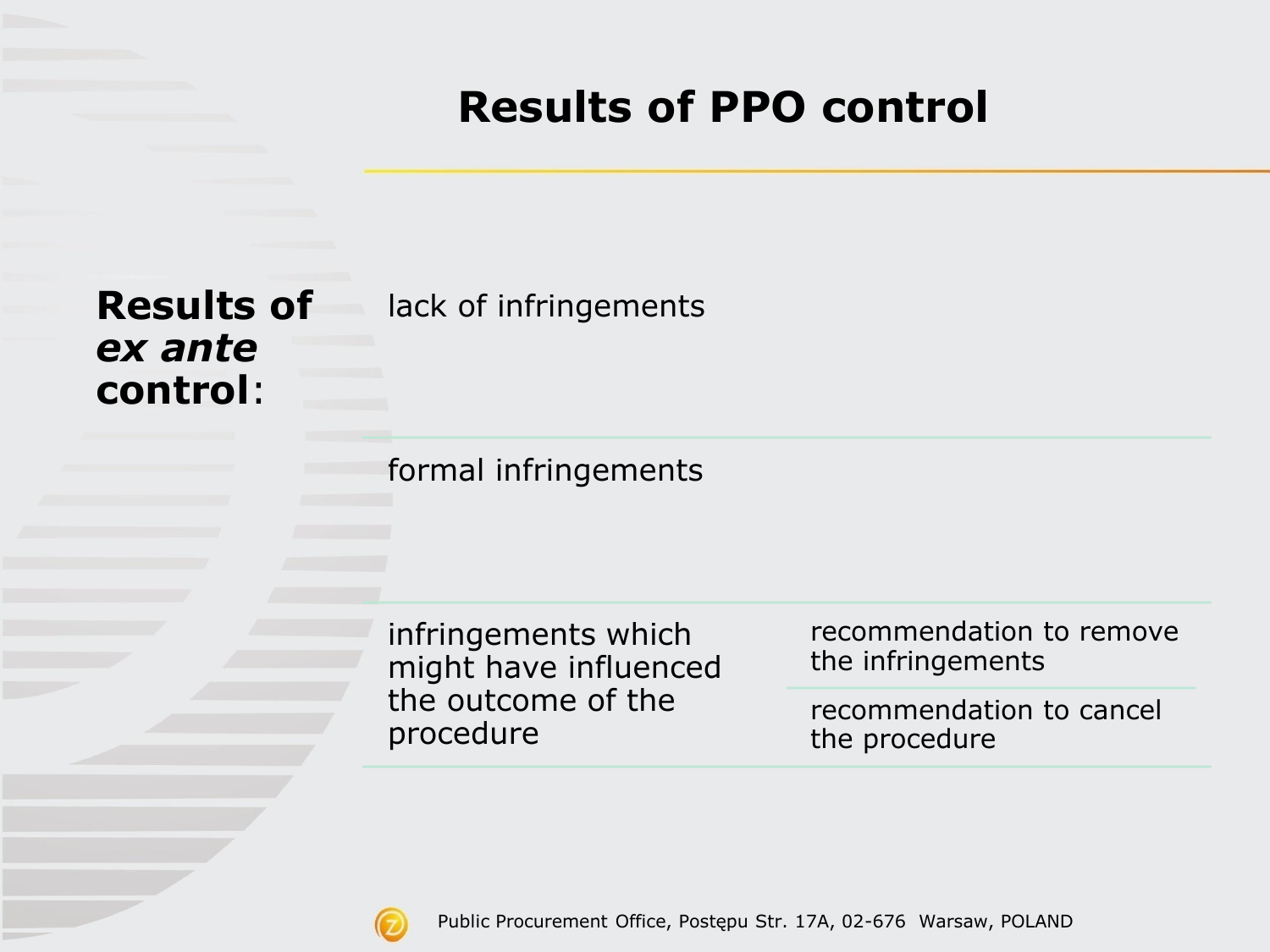# Results of PPO control

**Results of *ex ante* control**:

| | | |
|---|---|---|
| lack of infringements | | |
| formal infringements | | |
| infringements which might have influenced the outcome of the procedure | recommendation to remove the infringements | |
| | recommendation to cancel the procedure | |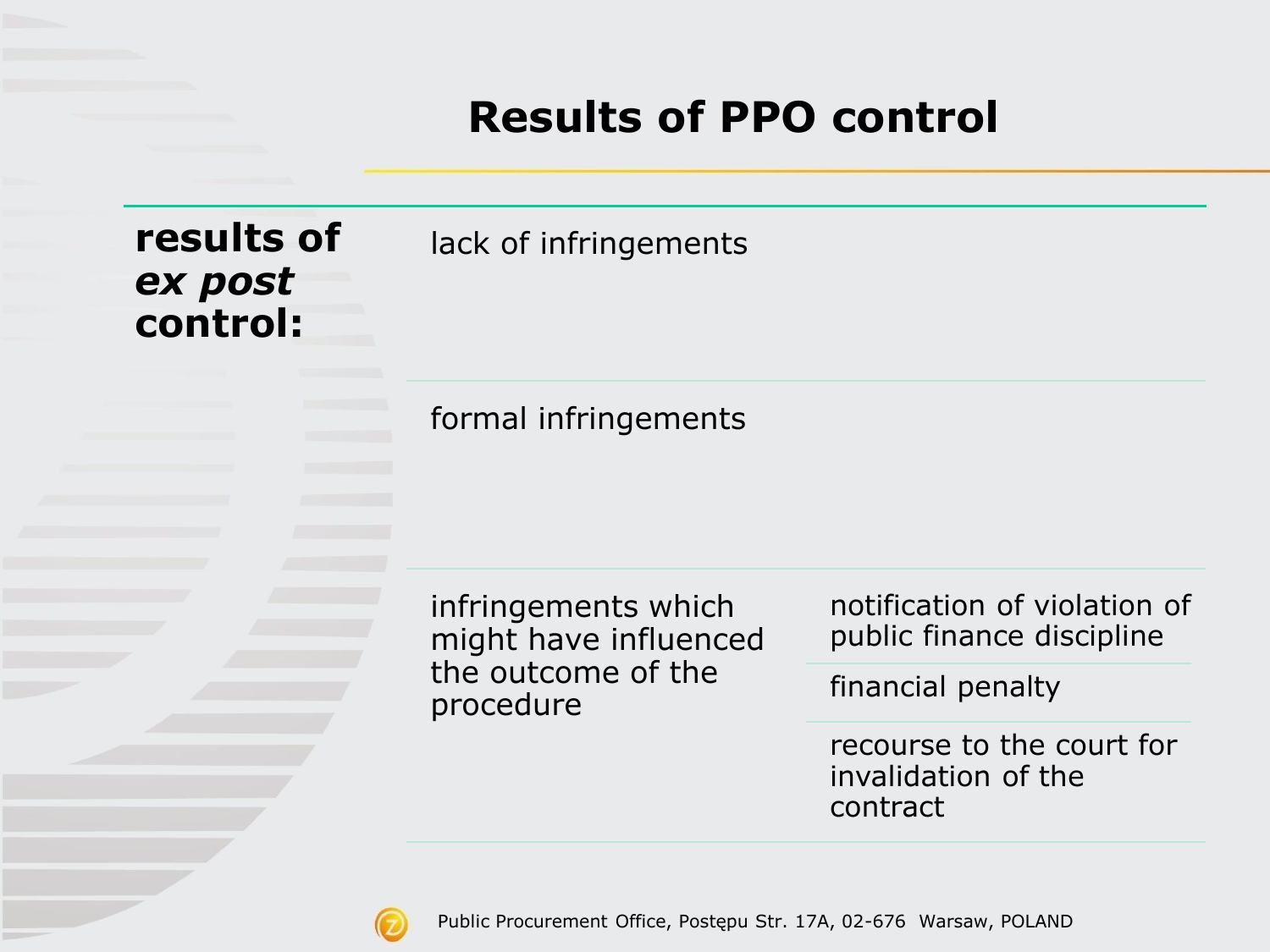# Results of PPO control

| **results of *ex post* control:** | | |
|---|---|---|
| | lack of infringements | |
| | formal infringements | |
| | infringements which might have influenced the outcome of the procedure | notification of violation of public finance discipline |
| | | financial penalty |
| | | recourse to the court for invalidation of the contract |

Public Procurement Office, Postępu Str. 17A, 02-676 Warsaw, POLAND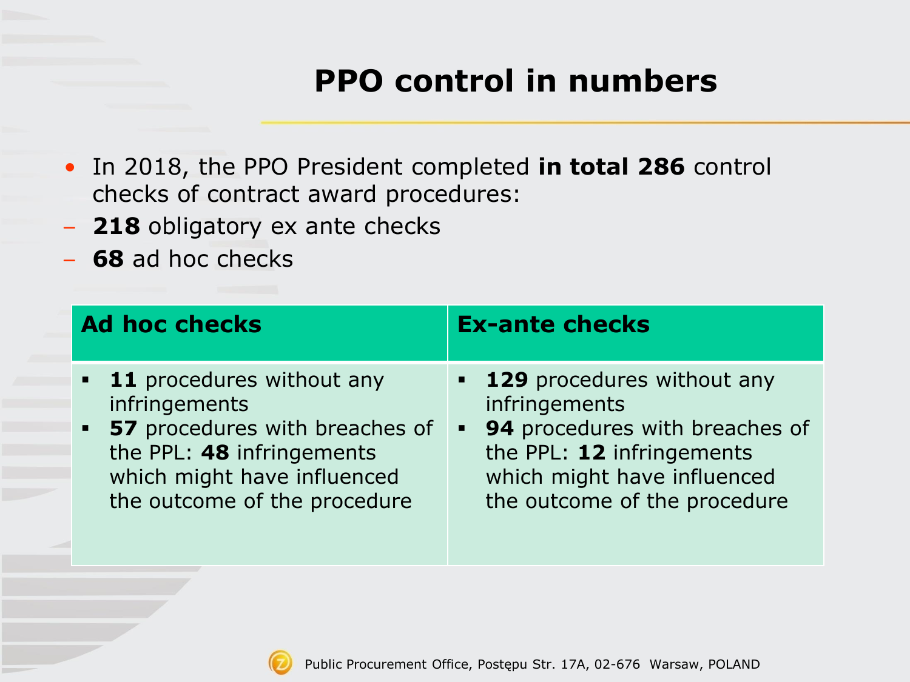# PPO control in numbers

- In 2018, the PPO President completed **in total 286** control checks of contract award procedures:
  - **218** obligatory ex ante checks
  - **68** ad hoc checks

| Ad hoc checks | Ex-ante checks |
| --- | --- |
| ▪ **11** procedures without any infringements<br>▪ **57** procedures with breaches of the PPL: **48** infringements which might have influenced the outcome of the procedure | ▪ **129** procedures without any infringements<br>▪ **94** procedures with breaches of the PPL: **12** infringements which might have influenced the outcome of the procedure |

Public Procurement Office, Postępu Str. 17A, 02-676 Warsaw, POLAND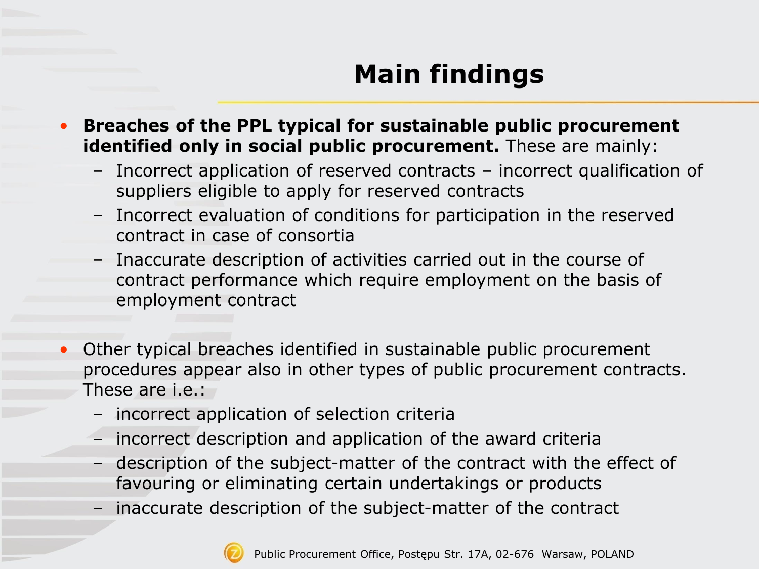# Main findings

- **Breaches of the PPL typical for sustainable public procurement identified only in social public procurement.** These are mainly:
  - Incorrect application of reserved contracts – incorrect qualification of suppliers eligible to apply for reserved contracts
  - Incorrect evaluation of conditions for participation in the reserved contract in case of consortia
  - Inaccurate description of activities carried out in the course of contract performance which require employment on the basis of employment contract

- Other typical breaches identified in sustainable public procurement procedures appear also in other types of public procurement contracts. These are i.e.:
  - incorrect application of selection criteria
  - incorrect description and application of the award criteria
  - description of the subject-matter of the contract with the effect of favouring or eliminating certain undertakings or products
  - inaccurate description of the subject-matter of the contract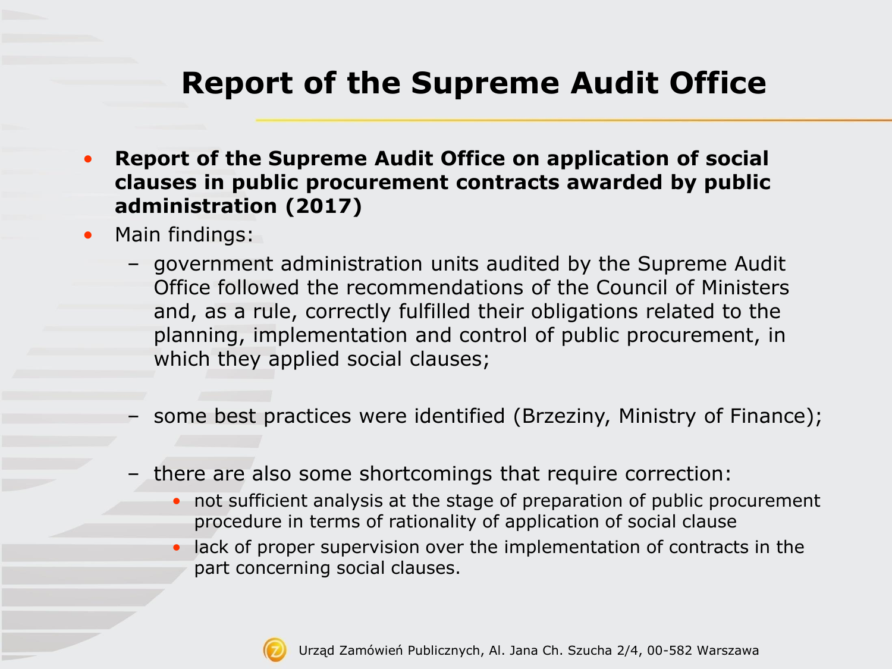# Report of the Supreme Audit Office

- **Report of the Supreme Audit Office on application of social clauses in public procurement contracts awarded by public administration (2017)**
- Main findings:
  - government administration units audited by the Supreme Audit Office followed the recommendations of the Council of Ministers and, as a rule, correctly fulfilled their obligations related to the planning, implementation and control of public procurement, in which they applied social clauses;
  - some best practices were identified (Brzeziny, Ministry of Finance);
  - there are also some shortcomings that require correction:
    - not sufficient analysis at the stage of preparation of public procurement procedure in terms of rationality of application of social clause
    - lack of proper supervision over the implementation of contracts in the part concerning social clauses.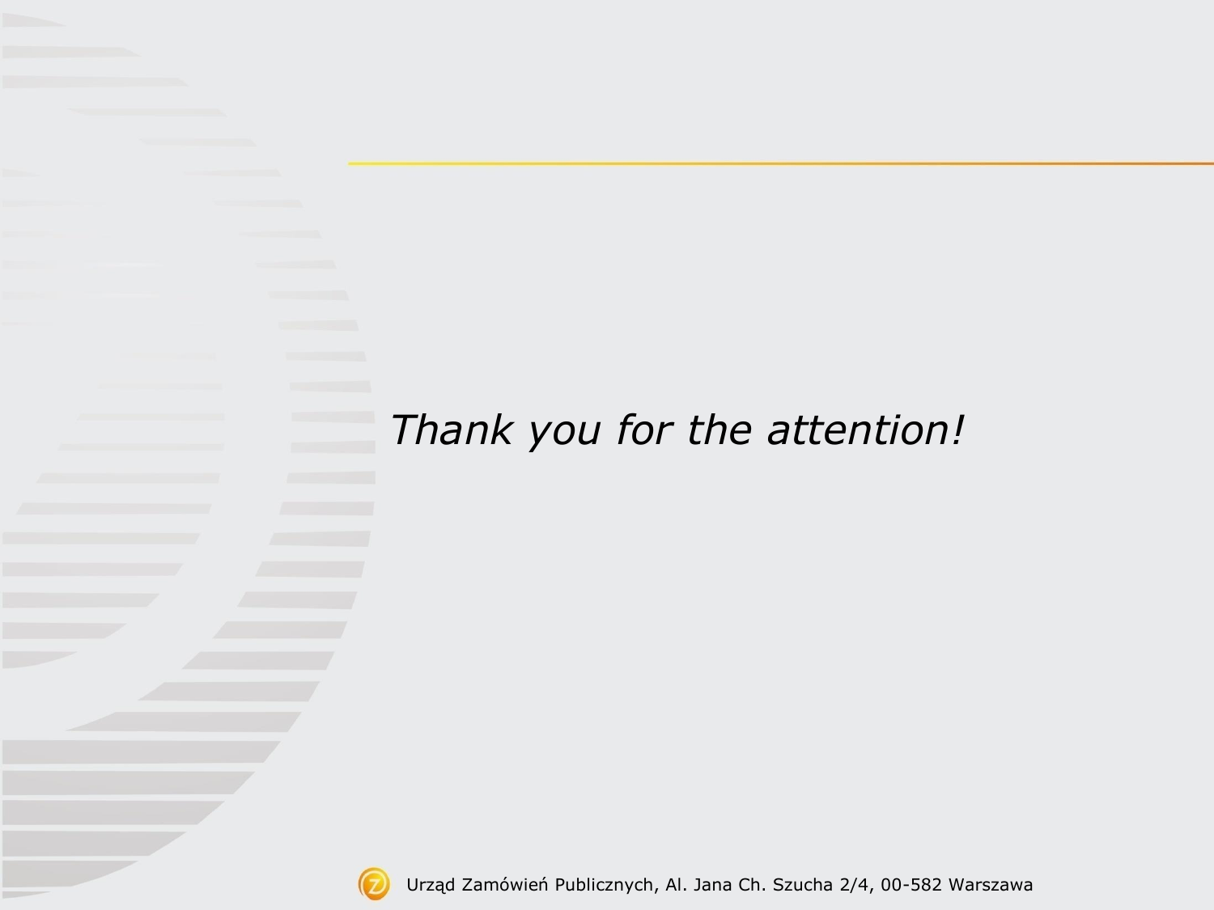*Thank you for the attention!*